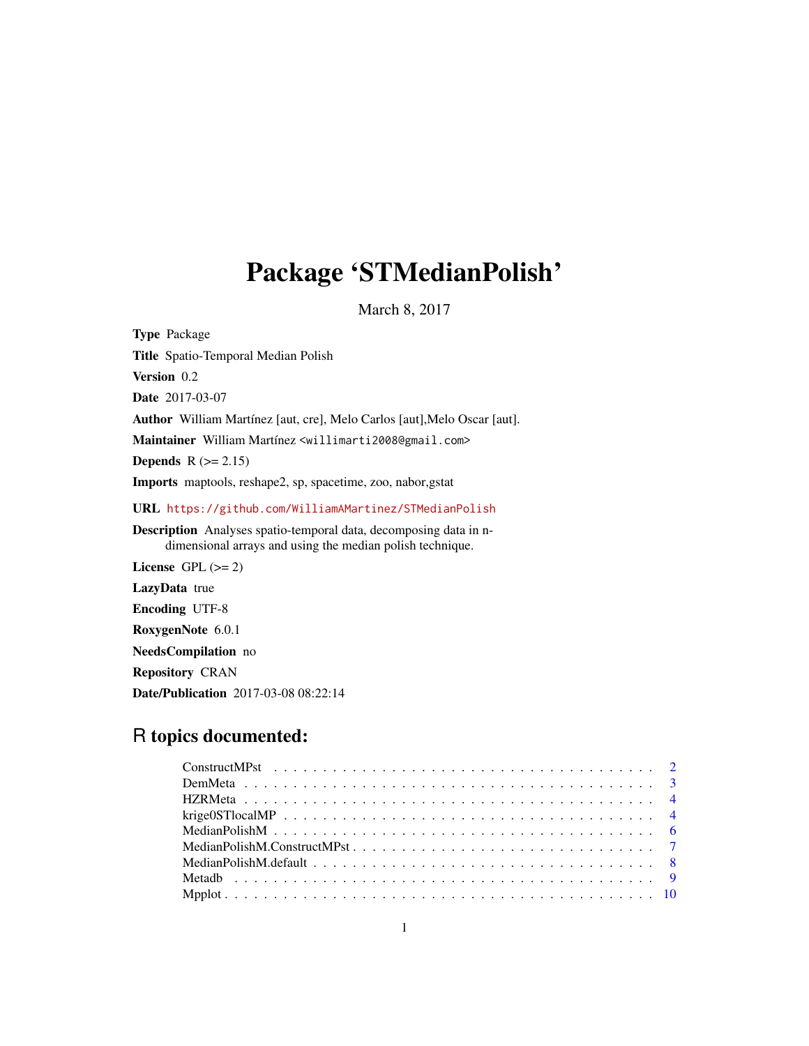# Package 'STMedianPolish'

March 8, 2017

**Type** Package

**Title** Spatio-Temporal Median Polish

**Version** 0.2

**Date** 2017-03-07

**Author** William Martínez [aut, cre], Melo Carlos [aut],Melo Oscar [aut].

**Maintainer** William Martínez <willimarti2008@gmail.com>

**Depends** R (>= 2.15)

**Imports** maptools, reshape2, sp, spacetime, zoo, nabor,gstat

**URL** https://github.com/WilliamAMartinez/STMedianPolish

**Description** Analyses spatio-temporal data, decomposing data in n-dimensional arrays and using the median polish technique.

**License** GPL (>= 2)

**LazyData** true

**Encoding** UTF-8

**RoxygenNote** 6.0.1

**NeedsCompilation** no

**Repository** CRAN

**Date/Publication** 2017-03-08 08:22:14

## R topics documented:

| | |
|---|---|
| ConstructMPst | 2 |
| DemMeta | 3 |
| HZRMeta | 4 |
| krige0STlocalMP | 4 |
| MedianPolishM | 6 |
| MedianPolishM.ConstructMPst | 7 |
| MedianPolishM.default | 8 |
| Metadb | 9 |
| Mpplot | 10 |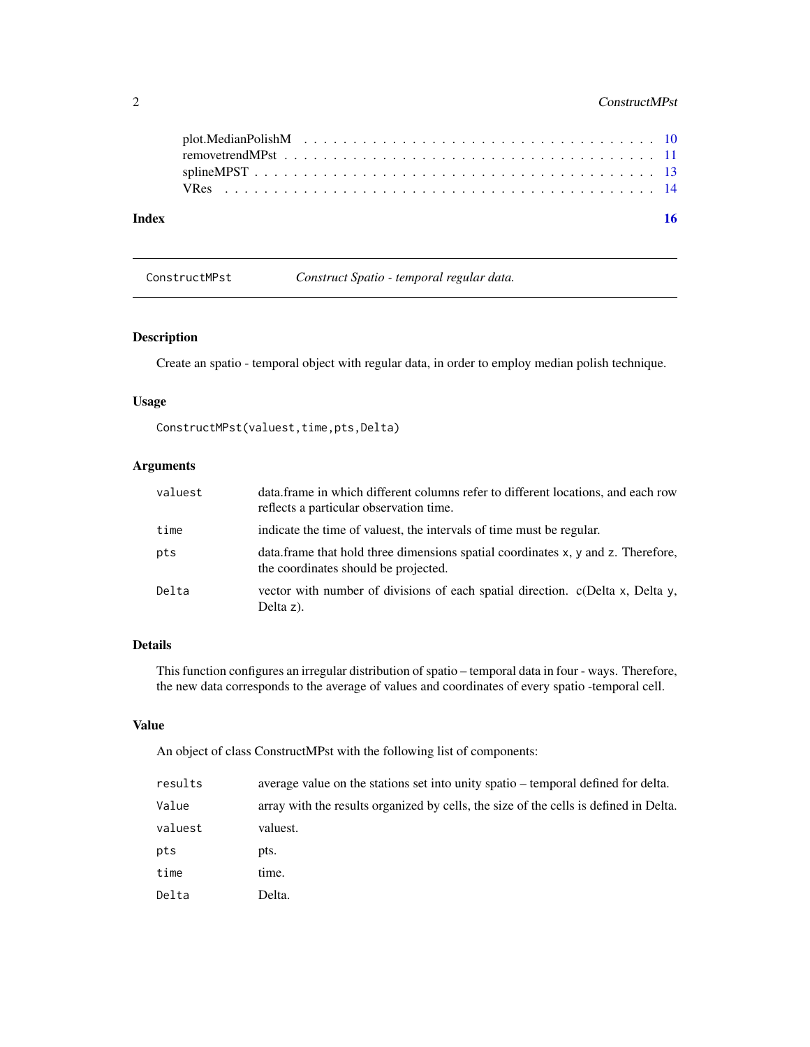plot.MedianPolishM . . . . . . . . . . . . . . . . . . . . . . . . . . . . . . . . . 10
removetrendMPst . . . . . . . . . . . . . . . . . . . . . . . . . . . . . . . . . . 11
splineMPST . . . . . . . . . . . . . . . . . . . . . . . . . . . . . . . . . . . . . 13
VRes . . . . . . . . . . . . . . . . . . . . . . . . . . . . . . . . . . . . . . . . 14

**Index** **16**

---

ConstructMPst — *Construct Spatio - temporal regular data.*

---

### Description

Create an spatio - temporal object with regular data, in order to employ median polish technique.

### Usage

```
ConstructMPst(valuest,time,pts,Delta)
```

### Arguments

| | |
|---|---|
| `valuest` | data.frame in which different columns refer to different locations, and each row reflects a particular observation time. |
| `time` | indicate the time of valuest, the intervals of time must be regular. |
| `pts` | data.frame that hold three dimensions spatial coordinates `x`, `y` and `z`. Therefore, the coordinates should be projected. |
| `Delta` | vector with number of divisions of each spatial direction. c(Delta `x`, Delta `y`, Delta `z`). |

### Details

This function configures an irregular distribution of spatio – temporal data in four - ways. Therefore, the new data corresponds to the average of values and coordinates of every spatio -temporal cell.

### Value

An object of class ConstructMPst with the following list of components:

| | |
|---|---|
| `results` | average value on the stations set into unity spatio – temporal defined for delta. |
| `Value` | array with the results organized by cells, the size of the cells is defined in Delta. |
| `valuest` | valuest. |
| `pts` | pts. |
| `time` | time. |
| `Delta` | Delta. |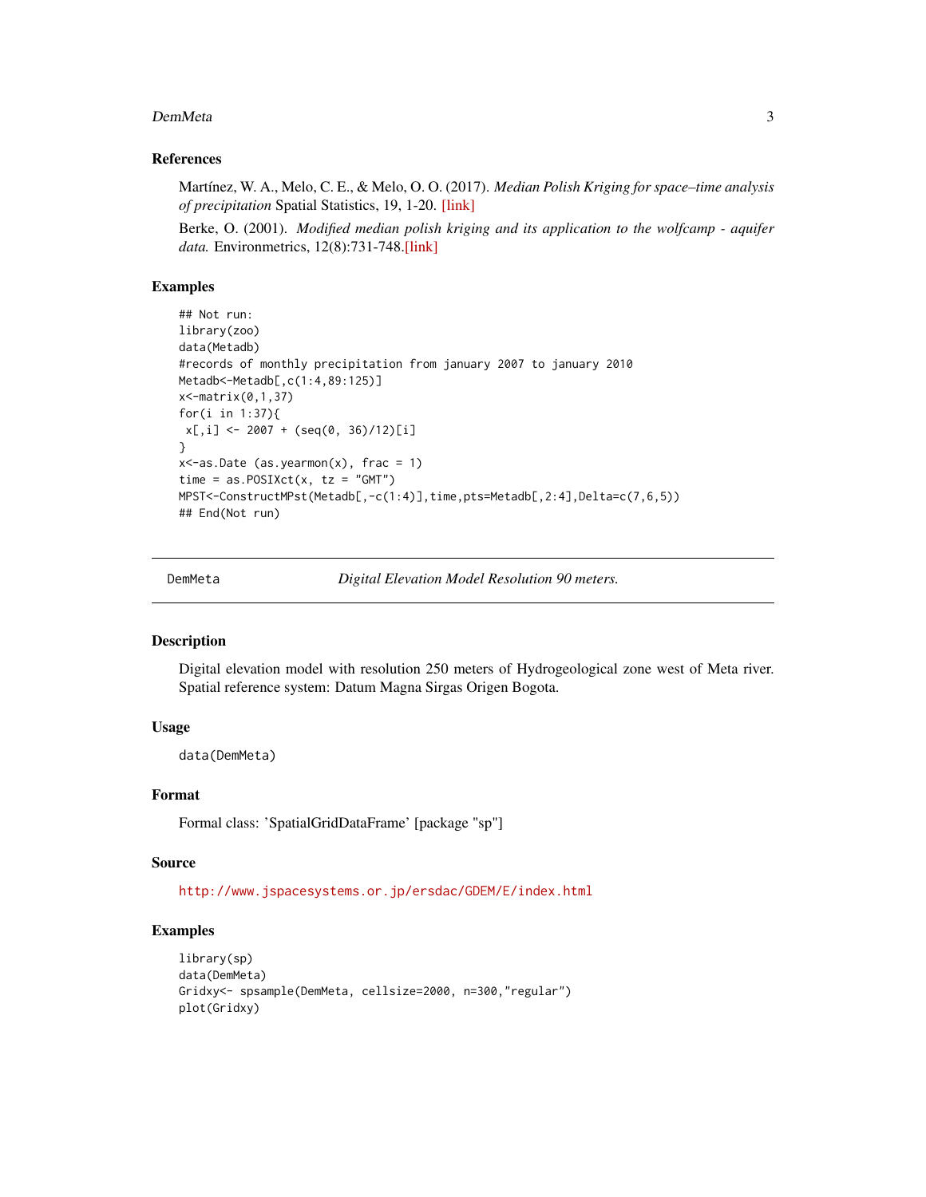### References

Martínez, W. A., Melo, C. E., & Melo, O. O. (2017). *Median Polish Kriging for space–time analysis of precipitation* Spatial Statistics, 19, 1-20. [link]

Berke, O. (2001). *Modified median polish kriging and its application to the wolfcamp - aquifer data.* Environmetrics, 12(8):731-748.[link]

### Examples

```
## Not run:
library(zoo)
data(Metadb)
#records of monthly precipitation from january 2007 to january 2010
Metadb<-Metadb[,c(1:4,89:125)]
x<-matrix(0,1,37)
for(i in 1:37){
 x[,i] <- 2007 + (seq(0, 36)/12)[i]
}
x<-as.Date (as.yearmon(x), frac = 1)
time = as.POSIXct(x, tz = "GMT")
MPST<-ConstructMPst(Metadb[,-c(1:4)],time,pts=Metadb[,2:4],Delta=c(7,6,5))
## End(Not run)
```

---

## DemMeta &nbsp;&nbsp;&nbsp;&nbsp; *Digital Elevation Model Resolution 90 meters.*

---

### Description

Digital elevation model with resolution 250 meters of Hydrogeological zone west of Meta river. Spatial reference system: Datum Magna Sirgas Origen Bogota.

### Usage

```
data(DemMeta)
```

### Format

Formal class: 'SpatialGridDataFrame' [package "sp"]

### Source

http://www.jspacesystems.or.jp/ersdac/GDEM/E/index.html

### Examples

```
library(sp)
data(DemMeta)
Gridxy<- spsample(DemMeta, cellsize=2000, n=300,"regular")
plot(Gridxy)
```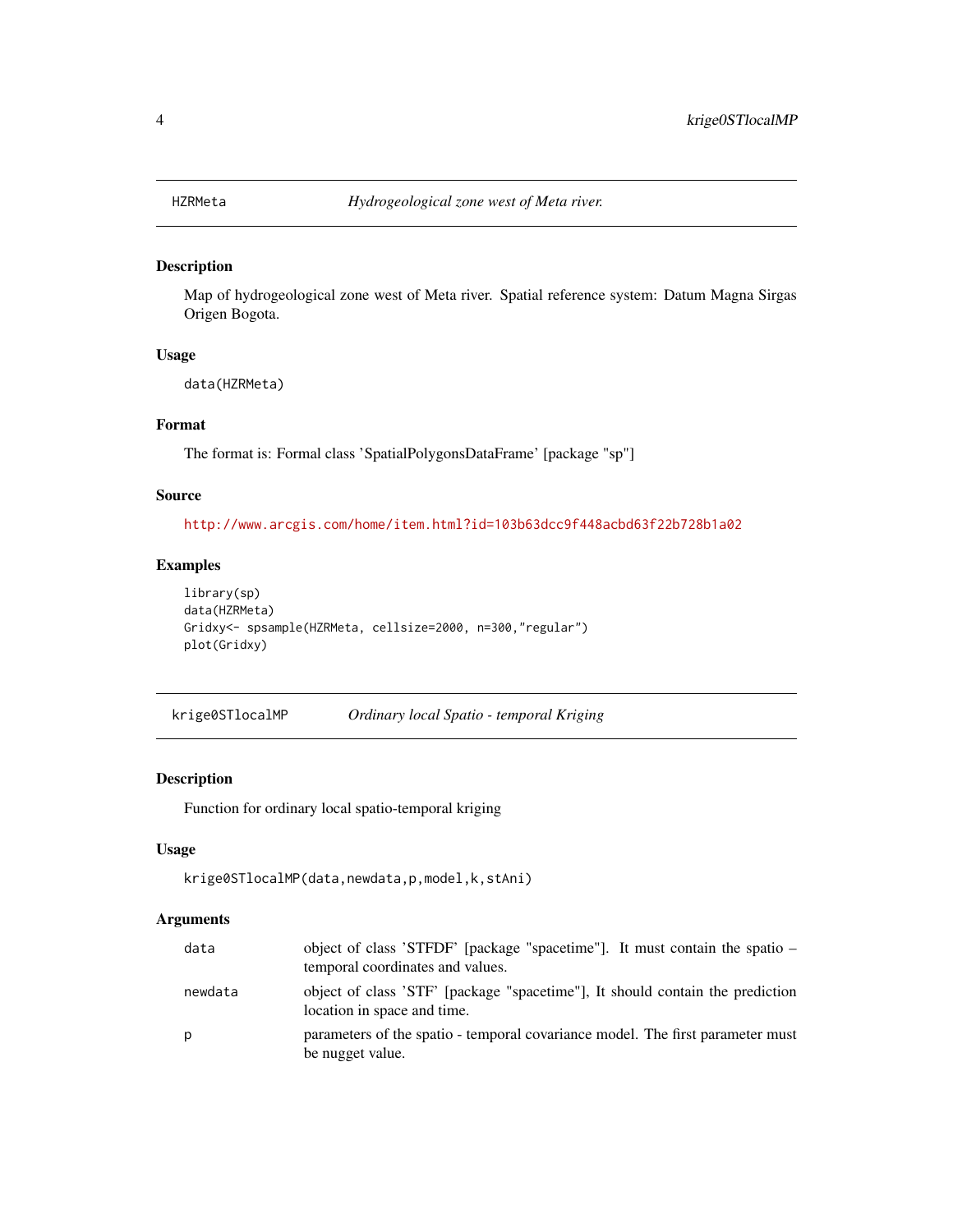## HZRMeta — *Hydrogeological zone west of Meta river.*

### Description

Map of hydrogeological zone west of Meta river. Spatial reference system: Datum Magna Sirgas Origen Bogota.

### Usage

```
data(HZRMeta)
```

### Format

The format is: Formal class 'SpatialPolygonsDataFrame' [package "sp"]

### Source

http://www.arcgis.com/home/item.html?id=103b63dcc9f448acbd63f22b728b1a02

### Examples

```
library(sp)
data(HZRMeta)
Gridxy<- spsample(HZRMeta, cellsize=2000, n=300,"regular")
plot(Gridxy)
```

## krige0STlocalMP — *Ordinary local Spatio - temporal Kriging*

### Description

Function for ordinary local spatio-temporal kriging

### Usage

```
krige0STlocalMP(data,newdata,p,model,k,stAni)
```

### Arguments

| | |
|---|---|
| data | object of class 'STFDF' [package "spacetime"]. It must contain the spatio – temporal coordinates and values. |
| newdata | object of class 'STF' [package "spacetime"], It should contain the prediction location in space and time. |
| p | parameters of the spatio - temporal covariance model. The first parameter must be nugget value. |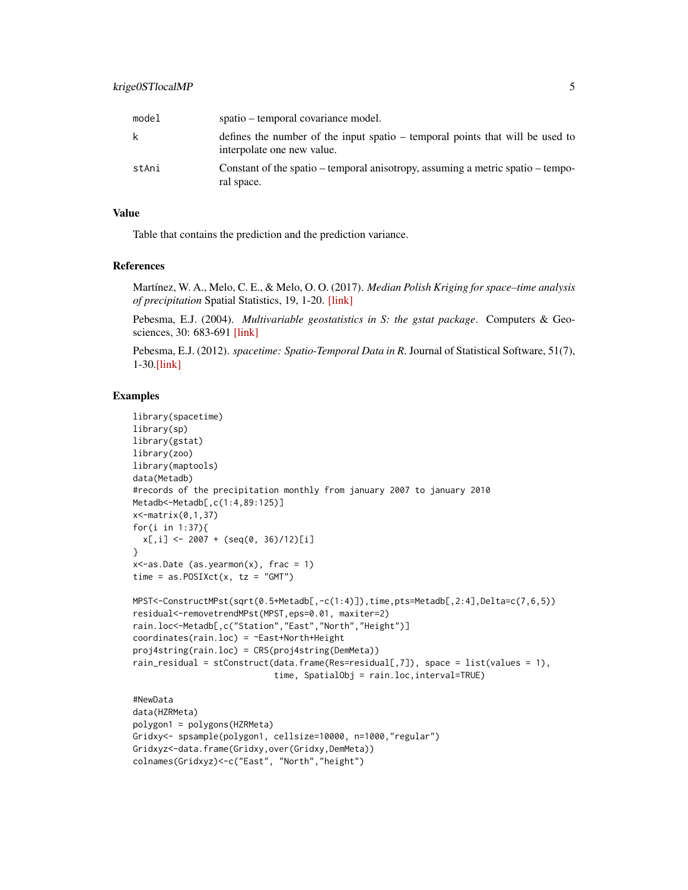| | |
|---|---|
| model | spatio – temporal covariance model. |
| k | defines the number of the input spatio – temporal points that will be used to interpolate one new value. |
| stAni | Constant of the spatio – temporal anisotropy, assuming a metric spatio – temporal space. |

## Value

Table that contains the prediction and the prediction variance.

## References

Martínez, W. A., Melo, C. E., & Melo, O. O. (2017). *Median Polish Kriging for space–time analysis of precipitation* Spatial Statistics, 19, 1-20. [link]

Pebesma, E.J. (2004). *Multivariable geostatistics in S: the gstat package*. Computers & Geosciences, 30: 683-691 [link]

Pebesma, E.J. (2012). *spacetime: Spatio-Temporal Data in R.* Journal of Statistical Software, 51(7), 1-30.[link]

## Examples

```
library(spacetime)
library(sp)
library(gstat)
library(zoo)
library(maptools)
data(Metadb)
#records of the precipitation monthly from january 2007 to january 2010
Metadb<-Metadb[,c(1:4,89:125)]
x<-matrix(0,1,37)
for(i in 1:37){
  x[,i] <- 2007 + (seq(0, 36)/12)[i]
}
x<-as.Date (as.yearmon(x), frac = 1)
time = as.POSIXct(x, tz = "GMT")

MPST<-ConstructMPst(sqrt(0.5+Metadb[,-c(1:4)]),time,pts=Metadb[,2:4],Delta=c(7,6,5))
residual<-removetrendMPst(MPST,eps=0.01, maxiter=2)
rain.loc<-Metadb[,c("Station","East","North","Height")]
coordinates(rain.loc) = ~East+North+Height
proj4string(rain.loc) = CRS(proj4string(DemMeta))
rain_residual = stConstruct(data.frame(Res=residual[,7]), space = list(values = 1),
                            time, SpatialObj = rain.loc,interval=TRUE)

#NewData
data(HZRMeta)
polygon1 = polygons(HZRMeta)
Gridxy<- spsample(polygon1, cellsize=10000, n=1000,"regular")
Gridxyz<-data.frame(Gridxy,over(Gridxy,DemMeta))
colnames(Gridxyz)<-c("East", "North","height")
```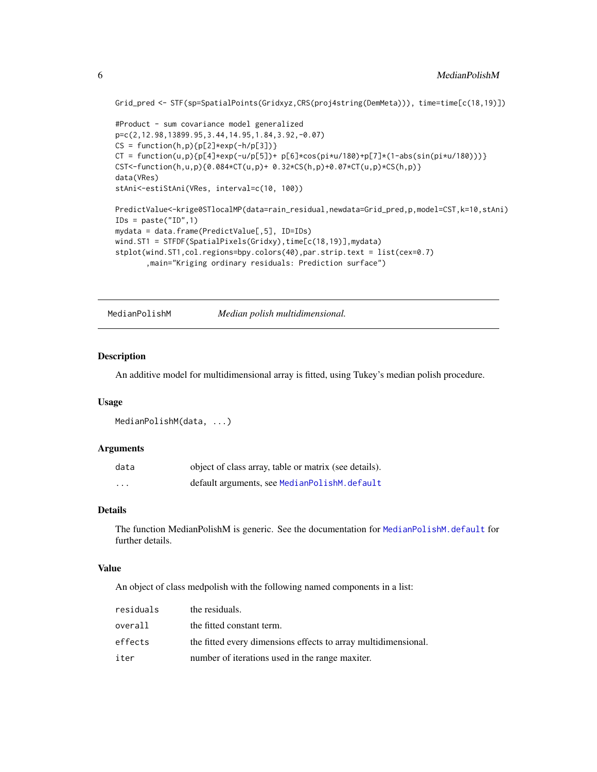```
Grid_pred <- STF(sp=SpatialPoints(Gridxyz,CRS(proj4string(DemMeta))), time=time[c(18,19)])

#Product - sum covariance model generalized
p=c(2,12.98,13899.95,3.44,14.95,1.84,3.92,-0.07)
CS = function(h,p){p[2]*exp(-h/p[3])}
CT = function(u,p){p[4]*exp(-u/p[5])+ p[6]*cos(pi*u/180)+p[7]*(1-abs(sin(pi*u/180)))}
CST<-function(h,u,p){0.084*CT(u,p)+ 0.32*CS(h,p)+0.07*CT(u,p)*CS(h,p)}
data(VRes)
stAni<-estiStAni(VRes, interval=c(10, 100))

PredictValue<-krige0STlocalMP(data=rain_residual,newdata=Grid_pred,p,model=CST,k=10,stAni)
IDs = paste("ID",1)
mydata = data.frame(PredictValue[,5], ID=IDs)
wind.ST1 = STFDF(SpatialPixels(Gridxy),time[c(18,19)],mydata)
stplot(wind.ST1,col.regions=bpy.colors(40),par.strip.text = list(cex=0.7)
       ,main="Kriging ordinary residuals: Prediction surface")
```

---

## MedianPolishM — *Median polish multidimensional.*

---

### Description

An additive model for multidimensional array is fitted, using Tukey's median polish procedure.

### Usage

```
MedianPolishM(data, ...)
```

### Arguments

| | |
|---|---|
| `data` | object of class array, table or matrix (see details). |
| `...` | default arguments, see `MedianPolishM.default` |

### Details

The function MedianPolishM is generic. See the documentation for `MedianPolishM.default` for further details.

### Value

An object of class medpolish with the following named components in a list:

| | |
|---|---|
| `residuals` | the residuals. |
| `overall` | the fitted constant term. |
| `effects` | the fitted every dimensions effects to array multidimensional. |
| `iter` | number of iterations used in the range maxiter. |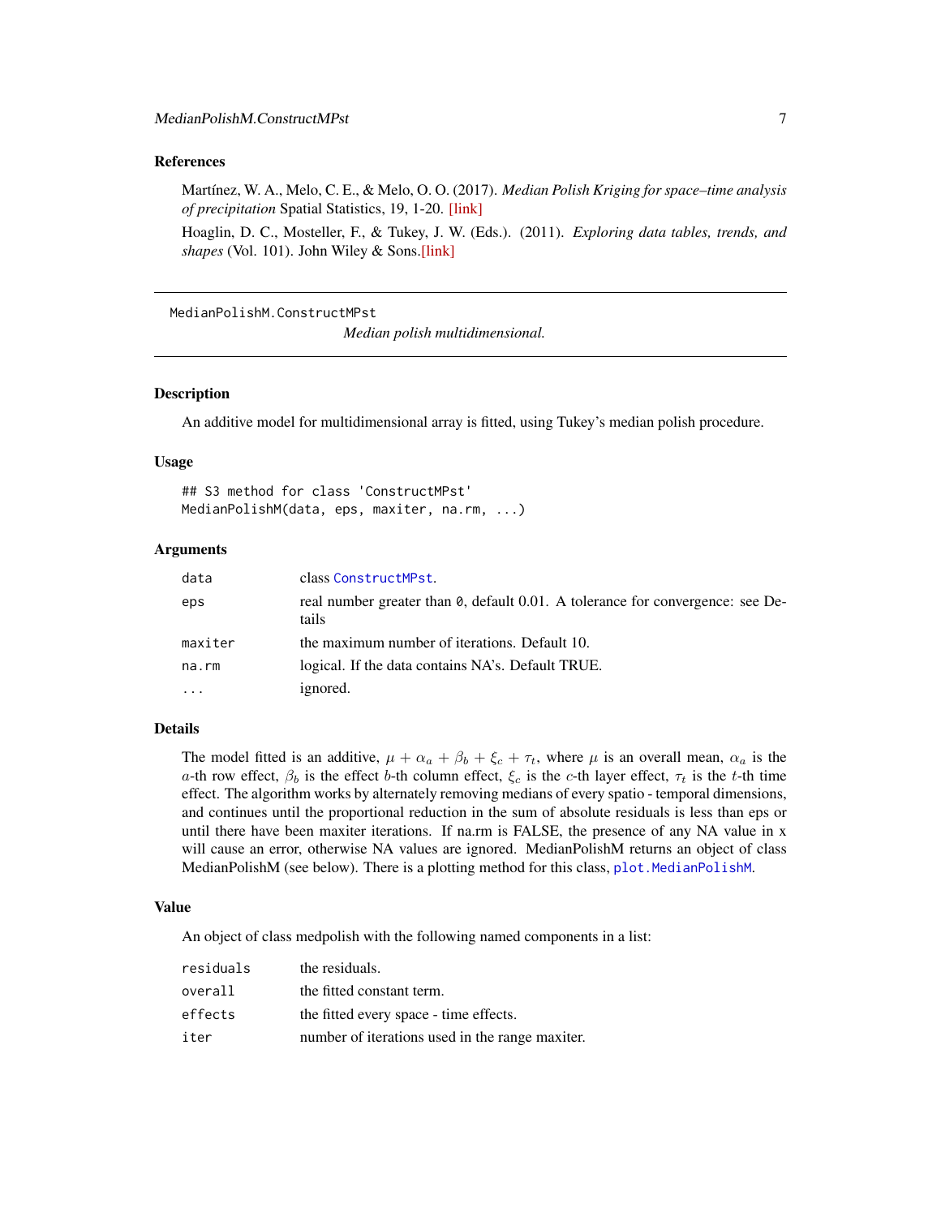### References

Martínez, W. A., Melo, C. E., & Melo, O. O. (2017). *Median Polish Kriging for space–time analysis of precipitation* Spatial Statistics, 19, 1-20. [link]

Hoaglin, D. C., Mosteller, F., & Tukey, J. W. (Eds.). (2011). *Exploring data tables, trends, and shapes* (Vol. 101). John Wiley & Sons.[link]

---

## MedianPolishM.ConstructMPst

*Median polish multidimensional.*

---

### Description

An additive model for multidimensional array is fitted, using Tukey's median polish procedure.

### Usage

```
## S3 method for class 'ConstructMPst'
MedianPolishM(data, eps, maxiter, na.rm, ...)
```

### Arguments

| | |
|---|---|
| `data` | class `ConstructMPst`. |
| `eps` | real number greater than `0`, default 0.01. A tolerance for convergence: see Details |
| `maxiter` | the maximum number of iterations. Default 10. |
| `na.rm` | logical. If the data contains NA's. Default TRUE. |
| `...` | ignored. |

### Details

The model fitted is an additive, $\mu + \alpha_a + \beta_b + \xi_c + \tau_t$, where $\mu$ is an overall mean, $\alpha_a$ is the $a$-th row effect, $\beta_b$ is the effect $b$-th column effect, $\xi_c$ is the $c$-th layer effect, $\tau_t$ is the $t$-th time effect. The algorithm works by alternately removing medians of every spatio - temporal dimensions, and continues until the proportional reduction in the sum of absolute residuals is less than eps or until there have been maxiter iterations. If na.rm is FALSE, the presence of any NA value in x will cause an error, otherwise NA values are ignored. MedianPolishM returns an object of class MedianPolishM (see below). There is a plotting method for this class, `plot.MedianPolishM`.

### Value

An object of class medpolish with the following named components in a list:

| | |
|---|---|
| `residuals` | the residuals. |
| `overall` | the fitted constant term. |
| `effects` | the fitted every space - time effects. |
| `iter` | number of iterations used in the range maxiter. |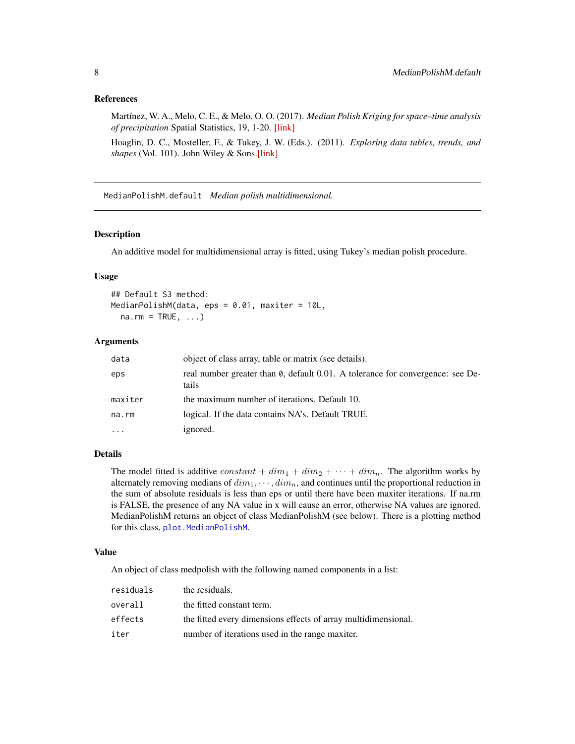### References

Martínez, W. A., Melo, C. E., & Melo, O. O. (2017). *Median Polish Kriging for space–time analysis of precipitation* Spatial Statistics, 19, 1-20. [link]

Hoaglin, D. C., Mosteller, F., & Tukey, J. W. (Eds.). (2011). *Exploring data tables, trends, and shapes* (Vol. 101). John Wiley & Sons.[link]

---

## MedianPolishM.default *Median polish multidimensional.*

---

### Description

An additive model for multidimensional array is fitted, using Tukey's median polish procedure.

### Usage

```
## Default S3 method:
MedianPolishM(data, eps = 0.01, maxiter = 10L,
  na.rm = TRUE, ...)
```

### Arguments

| | |
|---|---|
| data | object of class array, table or matrix (see details). |
| eps | real number greater than 0, default 0.01. A tolerance for convergence: see Details |
| maxiter | the maximum number of iterations. Default 10. |
| na.rm | logical. If the data contains NA's. Default TRUE. |
| ... | ignored. |

### Details

The model fitted is additive $constant + dim_1 + dim_2 + \cdots + dim_n$. The algorithm works by alternately removing medians of $dim_1, \cdots, dim_n$, and continues until the proportional reduction in the sum of absolute residuals is less than eps or until there have been maxiter iterations. If na.rm is FALSE, the presence of any NA value in x will cause an error, otherwise NA values are ignored. MedianPolishM returns an object of class MedianPolishM (see below). There is a plotting method for this class, `plot.MedianPolishM`.

### Value

An object of class medpolish with the following named components in a list:

| | |
|---|---|
| residuals | the residuals. |
| overall | the fitted constant term. |
| effects | the fitted every dimensions effects of array multidimensional. |
| iter | number of iterations used in the range maxiter. |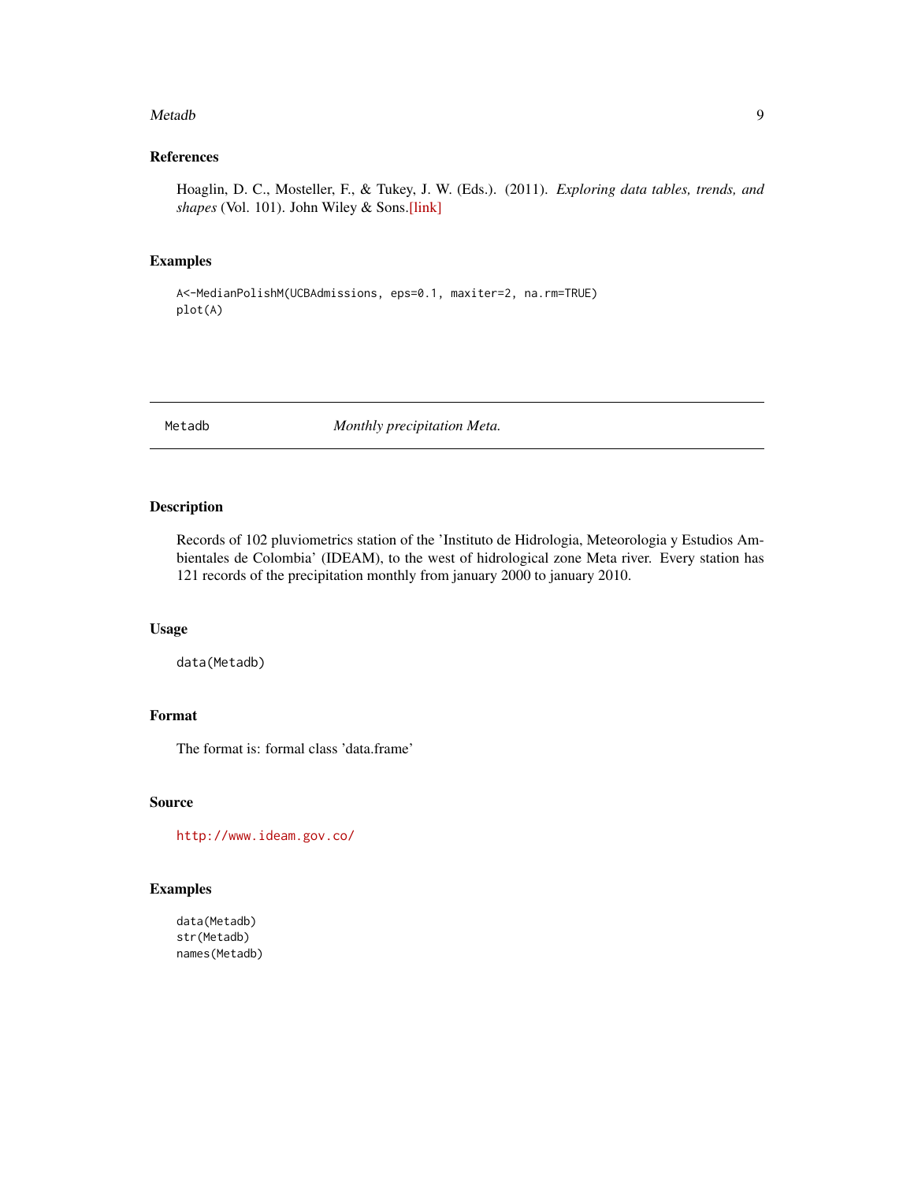## References

Hoaglin, D. C., Mosteller, F., & Tukey, J. W. (Eds.). (2011). *Exploring data tables, trends, and shapes* (Vol. 101). John Wiley & Sons.[link]

## Examples

```
A<-MedianPolishM(UCBAdmissions, eps=0.1, maxiter=2, na.rm=TRUE)
plot(A)
```

---

# Metadb *Monthly precipitation Meta.*

---

## Description

Records of 102 pluviometrics station of the 'Instituto de Hidrologia, Meteorologia y Estudios Ambientales de Colombia' (IDEAM), to the west of hidrological zone Meta river. Every station has 121 records of the precipitation monthly from january 2000 to january 2010.

## Usage

```
data(Metadb)
```

## Format

The format is: formal class 'data.frame'

## Source

http://www.ideam.gov.co/

## Examples

```
data(Metadb)
str(Metadb)
names(Metadb)
```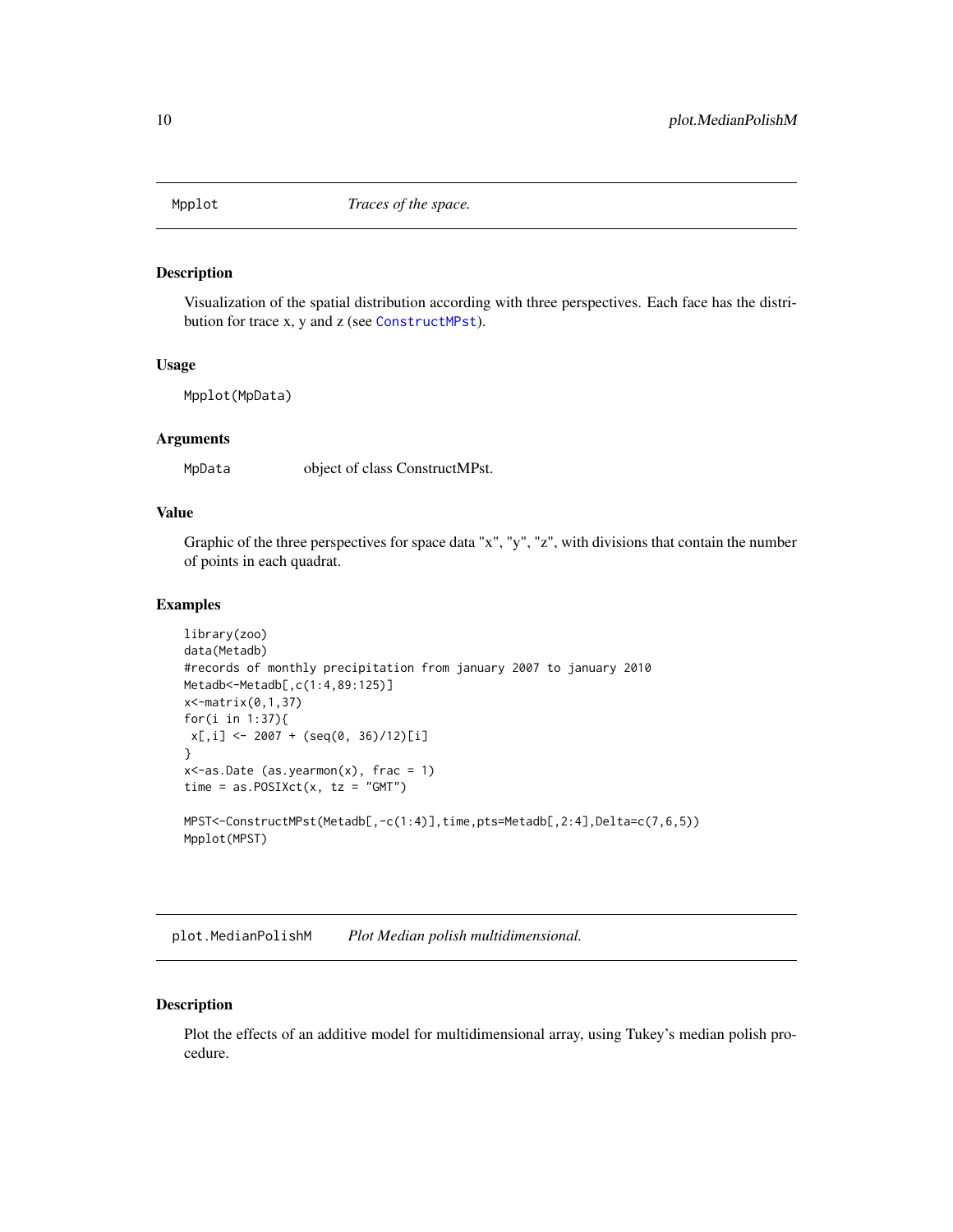## Mpplot — *Traces of the space.*

### Description

Visualization of the spatial distribution according with three perspectives. Each face has the distribution for trace x, y and z (see ConstructMPst).

### Usage

```
Mpplot(MpData)
```

### Arguments

| | |
|---|---|
| MpData | object of class ConstructMPst. |

### Value

Graphic of the three perspectives for space data "x", "y", "z", with divisions that contain the number of points in each quadrat.

### Examples

```
library(zoo)
data(Metadb)
#records of monthly precipitation from january 2007 to january 2010
Metadb<-Metadb[,c(1:4,89:125)]
x<-matrix(0,1,37)
for(i in 1:37){
 x[,i] <- 2007 + (seq(0, 36)/12)[i]
}
x<-as.Date (as.yearmon(x), frac = 1)
time = as.POSIXct(x, tz = "GMT")

MPST<-ConstructMPst(Metadb[,-c(1:4)],time,pts=Metadb[,2:4],Delta=c(7,6,5))
Mpplot(MPST)
```

## plot.MedianPolishM — *Plot Median polish multidimensional.*

### Description

Plot the effects of an additive model for multidimensional array, using Tukey's median polish procedure.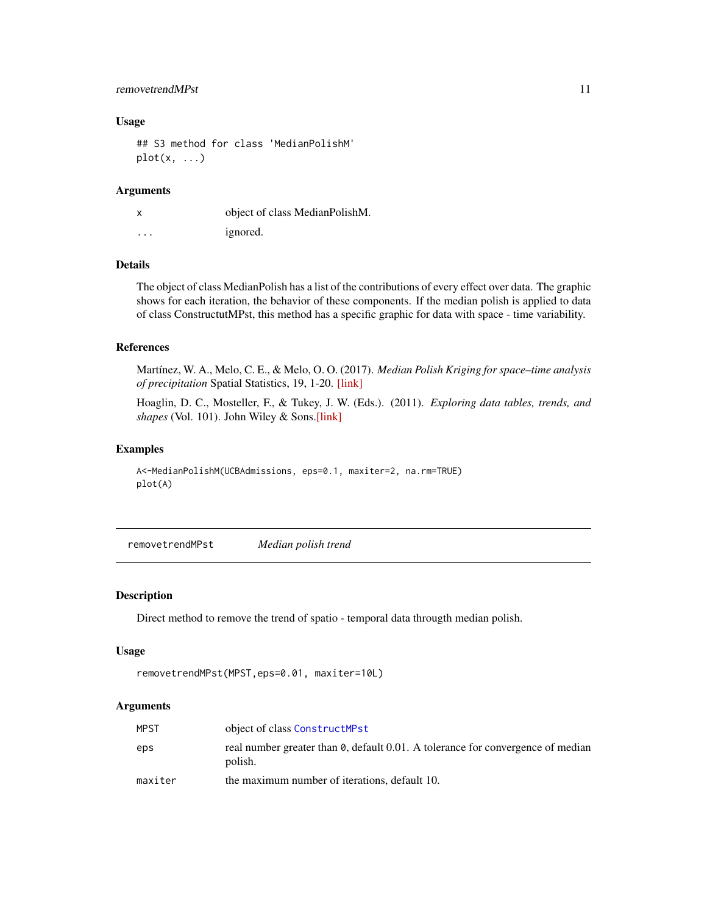### Usage

```
## S3 method for class 'MedianPolishM'
plot(x, ...)
```

### Arguments

| | |
|---|---|
| x | object of class MedianPolishM. |
| ... | ignored. |

### Details

The object of class MedianPolish has a list of the contributions of every effect over data. The graphic shows for each iteration, the behavior of these components. If the median polish is applied to data of class ConstructutMPst, this method has a specific graphic for data with space - time variability.

### References

Martínez, W. A., Melo, C. E., & Melo, O. O. (2017). *Median Polish Kriging for space–time analysis of precipitation* Spatial Statistics, 19, 1-20. [link]

Hoaglin, D. C., Mosteller, F., & Tukey, J. W. (Eds.). (2011). *Exploring data tables, trends, and shapes* (Vol. 101). John Wiley & Sons.[link]

### Examples

```
A<-MedianPolishM(UCBAdmissions, eps=0.1, maxiter=2, na.rm=TRUE)
plot(A)
```

## removetrendMPst — *Median polish trend*

### Description

Direct method to remove the trend of spatio - temporal data througth median polish.

### Usage

```
removetrendMPst(MPST,eps=0.01, maxiter=10L)
```

### Arguments

| | |
|---|---|
| MPST | object of class ConstructMPst |
| eps | real number greater than 0, default 0.01. A tolerance for convergence of median polish. |
| maxiter | the maximum number of iterations, default 10. |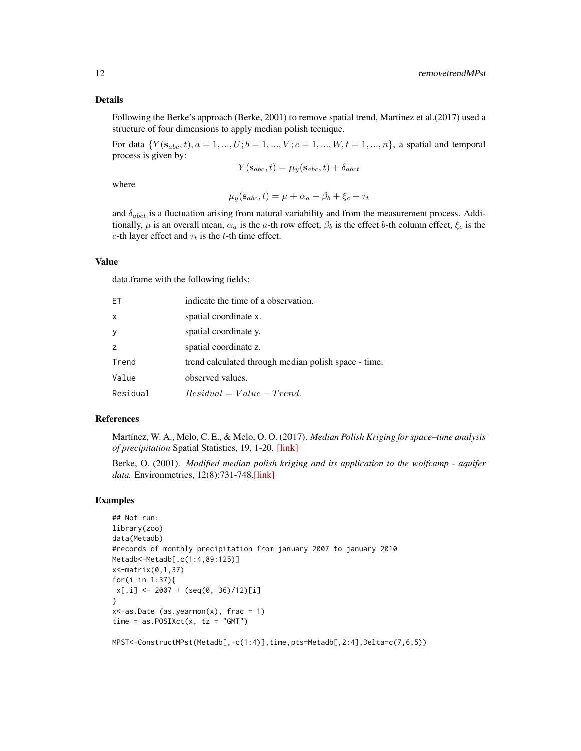## Details

Following the Berke's approach (Berke, 2001) to remove spatial trend, Martinez et al.(2017) used a structure of four dimensions to apply median polish tecnique.

For data $\{Y(\mathbf{s}_{abc}, t), a = 1, ..., U; b = 1, ..., V; c = 1, ..., W, t = 1, ..., n\}$, a spatial and temporal process is given by:

$$Y(\mathbf{s}_{abc}, t) = \mu_y(\mathbf{s}_{abc}, t) + \delta_{abct}$$

where

$$\mu_y(\mathbf{s}_{abc}, t) = \mu + \alpha_a + \beta_b + \xi_c + \tau_t$$

and $\delta_{abct}$ is a fluctuation arising from natural variability and from the measurement process. Additionally, $\mu$ is an overall mean, $\alpha_a$ is the $a$-th row effect, $\beta_b$ is the effect $b$-th column effect, $\xi_c$ is the $c$-th layer effect and $\tau_t$ is the $t$-th time effect.

## Value

data.frame with the following fields:

| | |
|---|---|
| ET | indicate the time of a observation. |
| x | spatial coordinate x. |
| y | spatial coordinate y. |
| z | spatial coordinate z. |
| Trend | trend calculated through median polish space - time. |
| Value | observed values. |
| Residual | $Residual = Value - Trend$. |

## References

Martínez, W. A., Melo, C. E., & Melo, O. O. (2017). *Median Polish Kriging for space–time analysis of precipitation* Spatial Statistics, 19, 1-20. [link]

Berke, O. (2001). *Modified median polish kriging and its application to the wolfcamp - aquifer data.* Environmetrics, 12(8):731-748.[link]

## Examples

```
## Not run:
library(zoo)
data(Metadb)
#records of monthly precipitation from january 2007 to january 2010
Metadb<-Metadb[,c(1:4,89:125)]
x<-matrix(0,1,37)
for(i in 1:37){
 x[,i] <- 2007 + (seq(0, 36)/12)[i]
}
x<-as.Date (as.yearmon(x), frac = 1)
time = as.POSIXct(x, tz = "GMT")

MPST<-ConstructMPst(Metadb[,-c(1:4)],time,pts=Metadb[,2:4],Delta=c(7,6,5))
```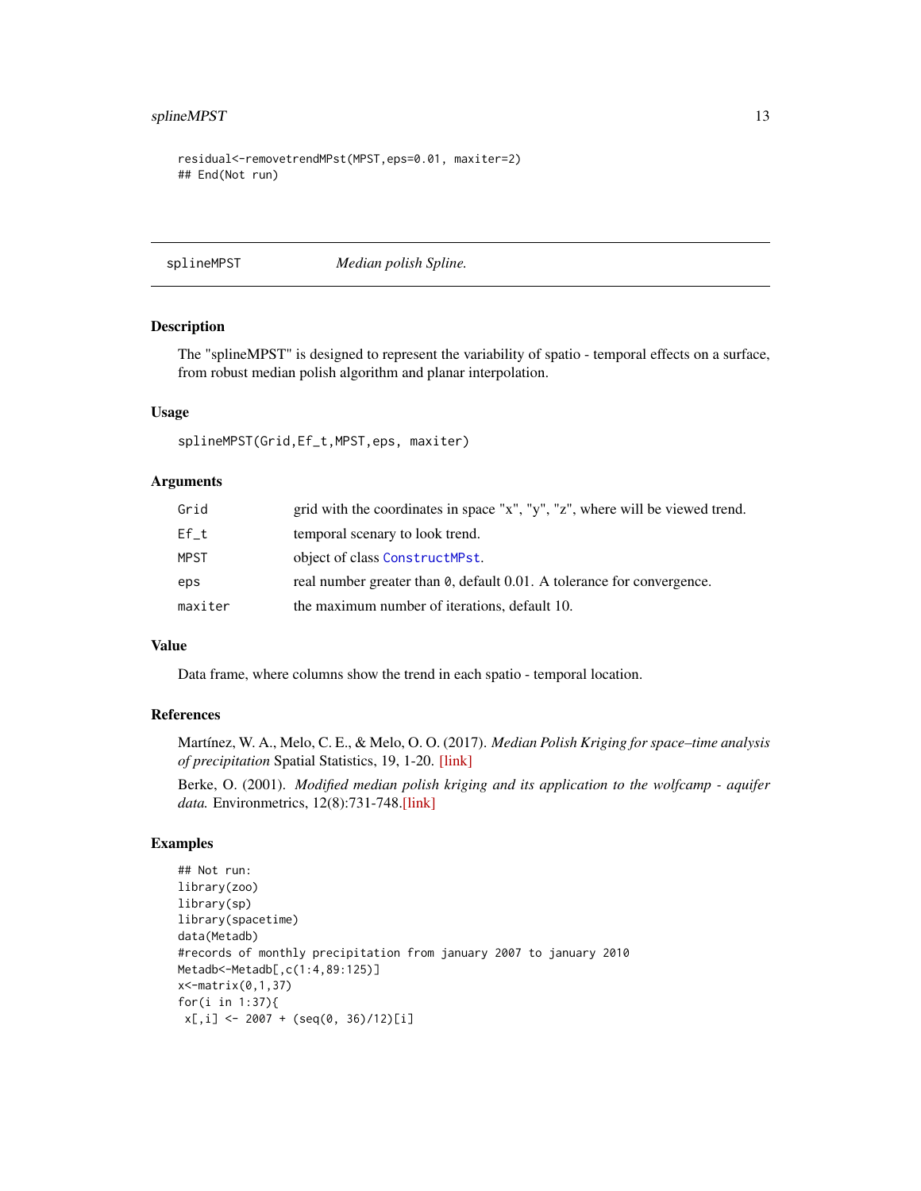```
residual<-removetrendMPst(MPST,eps=0.01, maxiter=2)
## End(Not run)
```

## splineMPST *Median polish Spline.*

### Description

The "splineMPST" is designed to represent the variability of spatio - temporal effects on a surface, from robust median polish algorithm and planar interpolation.

### Usage

```
splineMPST(Grid,Ef_t,MPST,eps, maxiter)
```

### Arguments

| | |
|---|---|
| Grid | grid with the coordinates in space "x", "y", "z", where will be viewed trend. |
| Ef_t | temporal scenary to look trend. |
| MPST | object of class ConstructMPst. |
| eps | real number greater than 0, default 0.01. A tolerance for convergence. |
| maxiter | the maximum number of iterations, default 10. |

### Value

Data frame, where columns show the trend in each spatio - temporal location.

### References

Martínez, W. A., Melo, C. E., & Melo, O. O. (2017). *Median Polish Kriging for space–time analysis of precipitation* Spatial Statistics, 19, 1-20. [link]

Berke, O. (2001). *Modified median polish kriging and its application to the wolfcamp - aquifer data.* Environmetrics, 12(8):731-748.[link]

### Examples

```
## Not run:
library(zoo)
library(sp)
library(spacetime)
data(Metadb)
#records of monthly precipitation from january 2007 to january 2010
Metadb<-Metadb[,c(1:4,89:125)]
x<-matrix(0,1,37)
for(i in 1:37){
 x[,i] <- 2007 + (seq(0, 36)/12)[i]
```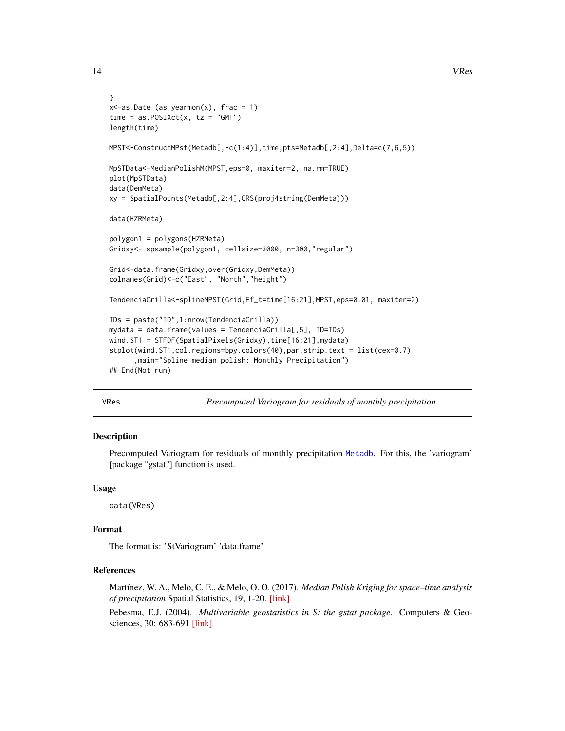```
}
x<-as.Date (as.yearmon(x), frac = 1)
time = as.POSIXct(x, tz = "GMT")
length(time)

MPST<-ConstructMPst(Metadb[,-c(1:4)],time,pts=Metadb[,2:4],Delta=c(7,6,5))

MpSTData<-MedianPolishM(MPST,eps=0, maxiter=2, na.rm=TRUE)
plot(MpSTData)
data(DemMeta)
xy = SpatialPoints(Metadb[,2:4],CRS(proj4string(DemMeta)))

data(HZRMeta)

polygon1 = polygons(HZRMeta)
Gridxy<- spsample(polygon1, cellsize=3000, n=300,"regular")

Grid<-data.frame(Gridxy,over(Gridxy,DemMeta))
colnames(Grid)<-c("East", "North","height")

TendenciaGrilla<-splineMPST(Grid,Ef_t=time[16:21],MPST,eps=0.01, maxiter=2)

IDs = paste("ID",1:nrow(TendenciaGrilla))
mydata = data.frame(values = TendenciaGrilla[,5], ID=IDs)
wind.ST1 = STFDF(SpatialPixels(Gridxy),time[16:21],mydata)
stplot(wind.ST1,col.regions=bpy.colors(40),par.strip.text = list(cex=0.7)
      ,main="Spline median polish: Monthly Precipitation")
## End(Not run)
```

## VRes — *Precomputed Variogram for residuals of monthly precipitation*

### Description

Precomputed Variogram for residuals of monthly precipitation Metadb. For this, the 'variogram' [package "gstat"] function is used.

### Usage

```
data(VRes)
```

### Format

The format is: 'StVariogram' 'data.frame'

### References

Martínez, W. A., Melo, C. E., & Melo, O. O. (2017). *Median Polish Kriging for space–time analysis of precipitation* Spatial Statistics, 19, 1-20. [link]

Pebesma, E.J. (2004). *Multivariable geostatistics in S: the gstat package*. Computers & Geosciences, 30: 683-691 [link]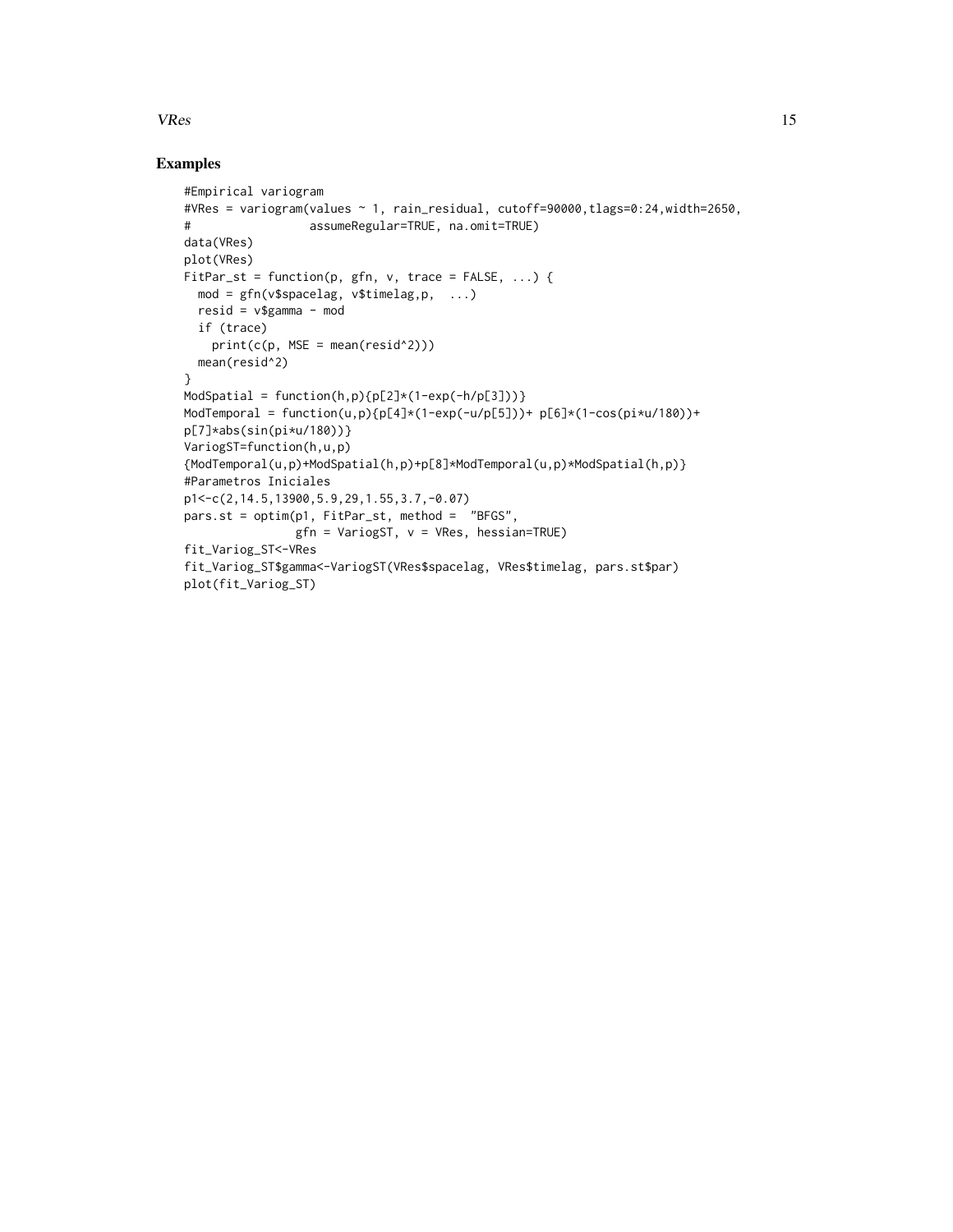## Examples

```
#Empirical variogram
#VRes = variogram(values ~ 1, rain_residual, cutoff=90000,tlags=0:24,width=2650,
#                 assumeRegular=TRUE, na.omit=TRUE)
data(VRes)
plot(VRes)
FitPar_st = function(p, gfn, v, trace = FALSE, ...) {
  mod = gfn(v$spacelag, v$timelag,p,  ...)
  resid = v$gamma - mod
  if (trace)
    print(c(p, MSE = mean(resid^2)))
  mean(resid^2)
}
ModSpatial = function(h,p){p[2]*(1-exp(-h/p[3]))}
ModTemporal = function(u,p){p[4]*(1-exp(-u/p[5]))+ p[6]*(1-cos(pi*u/180))+
p[7]*abs(sin(pi*u/180))}
VariogST=function(h,u,p)
{ModTemporal(u,p)+ModSpatial(h,p)+p[8]*ModTemporal(u,p)*ModSpatial(h,p)}
#Parametros Iniciales
p1<-c(2,14.5,13900,5.9,29,1.55,3.7,-0.07)
pars.st = optim(p1, FitPar_st, method =  "BFGS",
                gfn = VariogST, v = VRes, hessian=TRUE)
fit_Variog_ST<-VRes
fit_Variog_ST$gamma<-VariogST(VRes$spacelag, VRes$timelag, pars.st$par)
plot(fit_Variog_ST)
```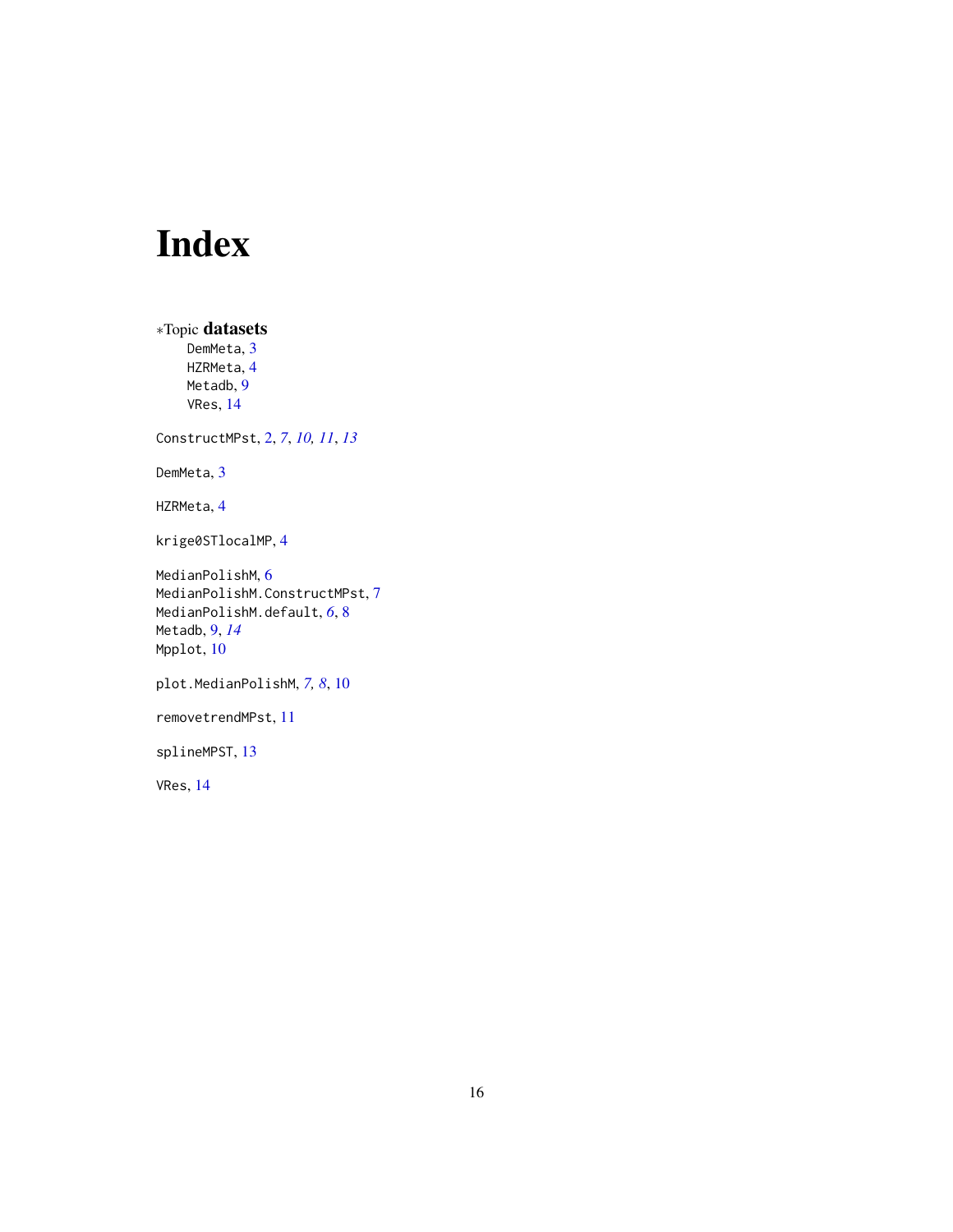# Index

*Topic **datasets**

DemMeta, 3
HZRMeta, 4
Metadb, 9
VRes, 14

ConstructMPst, 2, *7*, *10, 11*, *13*

DemMeta, 3

HZRMeta, 4

krige0STlocalMP, 4

MedianPolishM, 6
MedianPolishM.ConstructMPst, 7
MedianPolishM.default, *6*, 8
Metadb, 9, *14*
Mpplot, 10

plot.MedianPolishM, *7, 8*, 10

removetrendMPst, 11

splineMPST, 13

VRes, 14